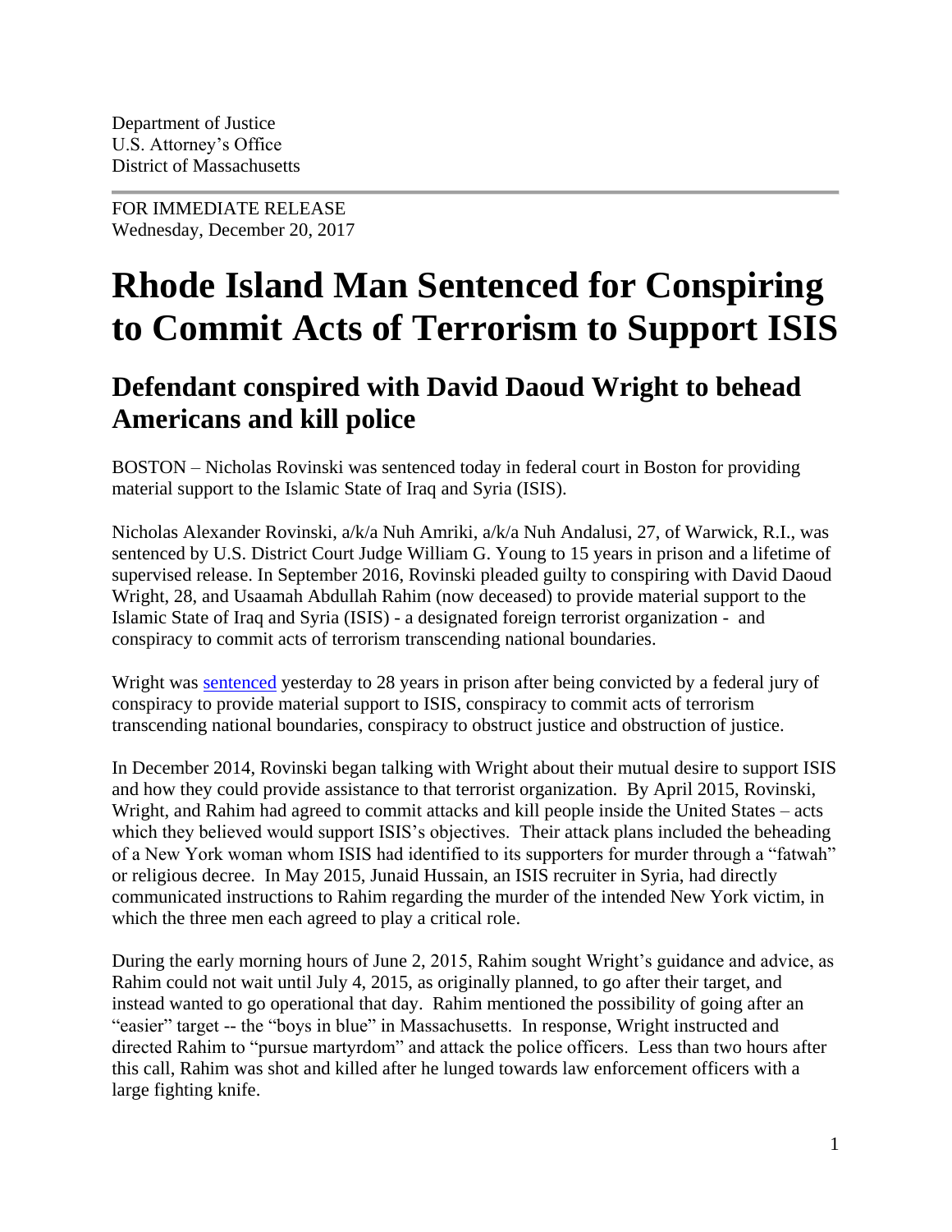Department of Justice
U.S. Attorney's Office
District of Massachusetts

---

FOR IMMEDIATE RELEASE
Wednesday, December 20, 2017

# Rhode Island Man Sentenced for Conspiring to Commit Acts of Terrorism to Support ISIS

## Defendant conspired with David Daoud Wright to behead Americans and kill police

BOSTON – Nicholas Rovinski was sentenced today in federal court in Boston for providing material support to the Islamic State of Iraq and Syria (ISIS).

Nicholas Alexander Rovinski, a/k/a Nuh Amriki, a/k/a Nuh Andalusi, 27, of Warwick, R.I., was sentenced by U.S. District Court Judge William G. Young to 15 years in prison and a lifetime of supervised release. In September 2016, Rovinski pleaded guilty to conspiring with David Daoud Wright, 28, and Usaamah Abdullah Rahim (now deceased) to provide material support to the Islamic State of Iraq and Syria (ISIS) - a designated foreign terrorist organization - and conspiracy to commit acts of terrorism transcending national boundaries.

Wright was sentenced yesterday to 28 years in prison after being convicted by a federal jury of conspiracy to provide material support to ISIS, conspiracy to commit acts of terrorism transcending national boundaries, conspiracy to obstruct justice and obstruction of justice.

In December 2014, Rovinski began talking with Wright about their mutual desire to support ISIS and how they could provide assistance to that terrorist organization. By April 2015, Rovinski, Wright, and Rahim had agreed to commit attacks and kill people inside the United States – acts which they believed would support ISIS's objectives. Their attack plans included the beheading of a New York woman whom ISIS had identified to its supporters for murder through a "fatwah" or religious decree. In May 2015, Junaid Hussain, an ISIS recruiter in Syria, had directly communicated instructions to Rahim regarding the murder of the intended New York victim, in which the three men each agreed to play a critical role.

During the early morning hours of June 2, 2015, Rahim sought Wright's guidance and advice, as Rahim could not wait until July 4, 2015, as originally planned, to go after their target, and instead wanted to go operational that day. Rahim mentioned the possibility of going after an "easier" target -- the "boys in blue" in Massachusetts. In response, Wright instructed and directed Rahim to "pursue martyrdom" and attack the police officers. Less than two hours after this call, Rahim was shot and killed after he lunged towards law enforcement officers with a large fighting knife.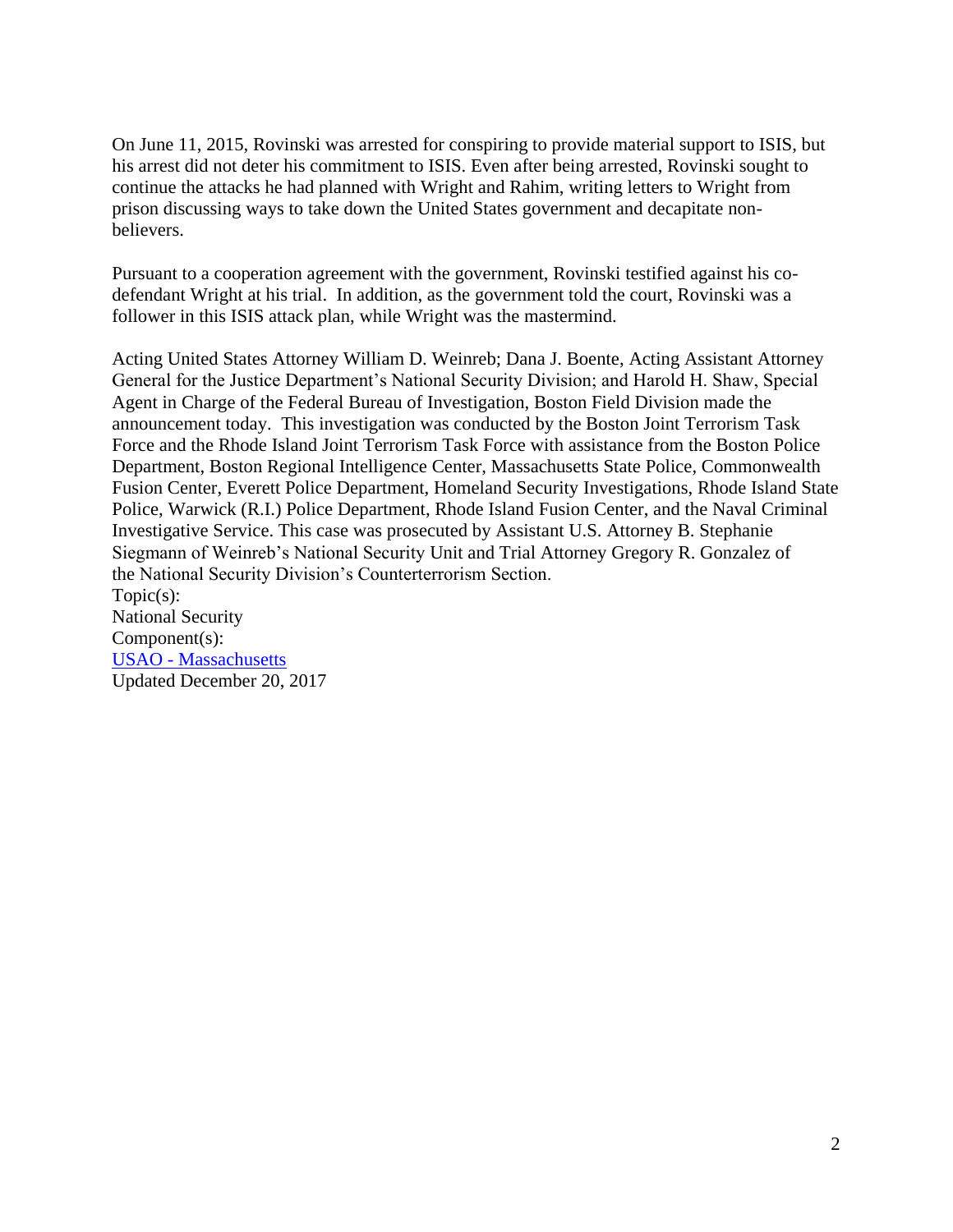On June 11, 2015, Rovinski was arrested for conspiring to provide material support to ISIS, but his arrest did not deter his commitment to ISIS. Even after being arrested, Rovinski sought to continue the attacks he had planned with Wright and Rahim, writing letters to Wright from prison discussing ways to take down the United States government and decapitate non-believers.

Pursuant to a cooperation agreement with the government, Rovinski testified against his co-defendant Wright at his trial. In addition, as the government told the court, Rovinski was a follower in this ISIS attack plan, while Wright was the mastermind.

Acting United States Attorney William D. Weinreb; Dana J. Boente, Acting Assistant Attorney General for the Justice Department's National Security Division; and Harold H. Shaw, Special Agent in Charge of the Federal Bureau of Investigation, Boston Field Division made the announcement today. This investigation was conducted by the Boston Joint Terrorism Task Force and the Rhode Island Joint Terrorism Task Force with assistance from the Boston Police Department, Boston Regional Intelligence Center, Massachusetts State Police, Commonwealth Fusion Center, Everett Police Department, Homeland Security Investigations, Rhode Island State Police, Warwick (R.I.) Police Department, Rhode Island Fusion Center, and the Naval Criminal Investigative Service. This case was prosecuted by Assistant U.S. Attorney B. Stephanie Siegmann of Weinreb's National Security Unit and Trial Attorney Gregory R. Gonzalez of the National Security Division's Counterterrorism Section.

Topic(s):
National Security
Component(s):
USAO - Massachusetts
Updated December 20, 2017